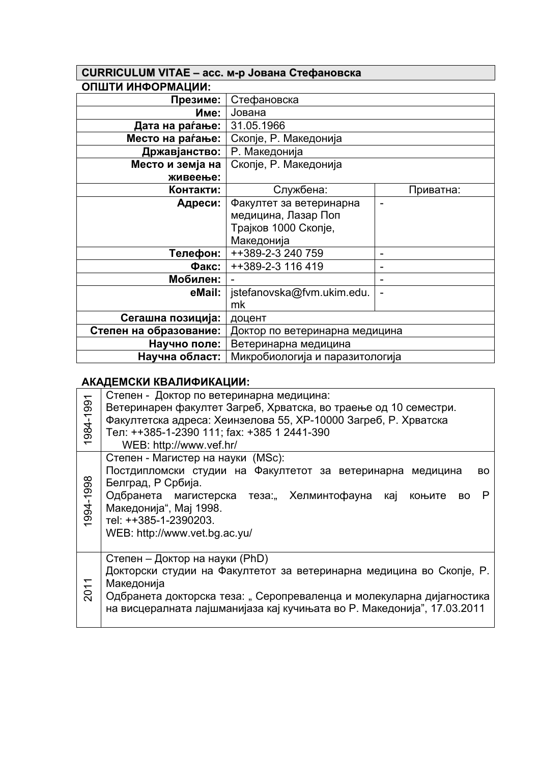## CURRICULUM VITAE – асс. м-р Јована Стефановска

### ОПШТИ ИНФОРМАЦИИ:

| | | |
|---|---|---|
| **Презиме:** | Стефановска | |
| **Име:** | Јована | |
| **Дата на раѓање:** | 31.05.1966 | |
| **Место на раѓање:** | Скопје, Р. Македонија | |
| **Државјанство:** | Р. Македонија | |
| **Место и земја на живеење:** | Скопје, Р. Македонија | |
| **Контакти:** | Службена: | Приватна: |
| **Адреси:** | Факултет за ветеринарна медицина, Лазар Поп Трајков 1000 Скопје, Македонија | - |
| **Телефон:** | ++389-2-3 240 759 | - |
| **Факс:** | ++389-2-3 116 419 | - |
| **Мобилен:** | - | - |
| **eMail:** | jstefanovska@fvm.ukim.edu.mk | - |
| **Сегашна позиција:** | доцент | |
| **Степен на образование:** | Доктор по ветеринарна медицина | |
| **Научно поле:** | Ветеринарна медицина | |
| **Научна област:** | Микробиологија и паразитологија | |

### АКАДЕМСКИ КВАЛИФИКАЦИИ:

| | |
|---|---|
| 1984-1991 | Степен - Доктор по ветеринарна медицина:<br>Ветеринарен факултет Загреб, Хрватска, во траење од 10 семестри.<br>Факултетска адреса: Хеинзелова 55, ХР-10000 Загреб, Р. Хрватска<br>Тел: ++385-1-2390 111; fax: +385 1 2441-390<br>WEB: http://www.vef.hr/ |
| 1994-1998 | Степен - Магистер на науки (MSc):<br>Постдипломски студии на Факултетот за ветеринарна медицина во Белград, Р Србија.<br>Одбранета магистерска теза:„ Хелминтофауна кај коњите во Р Македонија", Мај 1998.<br>тel: ++385-1-2390203.<br>WEB: http://www.vet.bg.ac.yu/ |
| 2011 | Степен – Доктор на науки (PhD)<br>Докторски студии на Факултетот за ветеринарна медицина во Скопје, Р. Македонија<br>Одбранета докторска теза: „ Серопреваленца и молекуларна дијагностика на висцералната лајшманијаза кај кучињата во Р. Македонија", 17.03.2011 |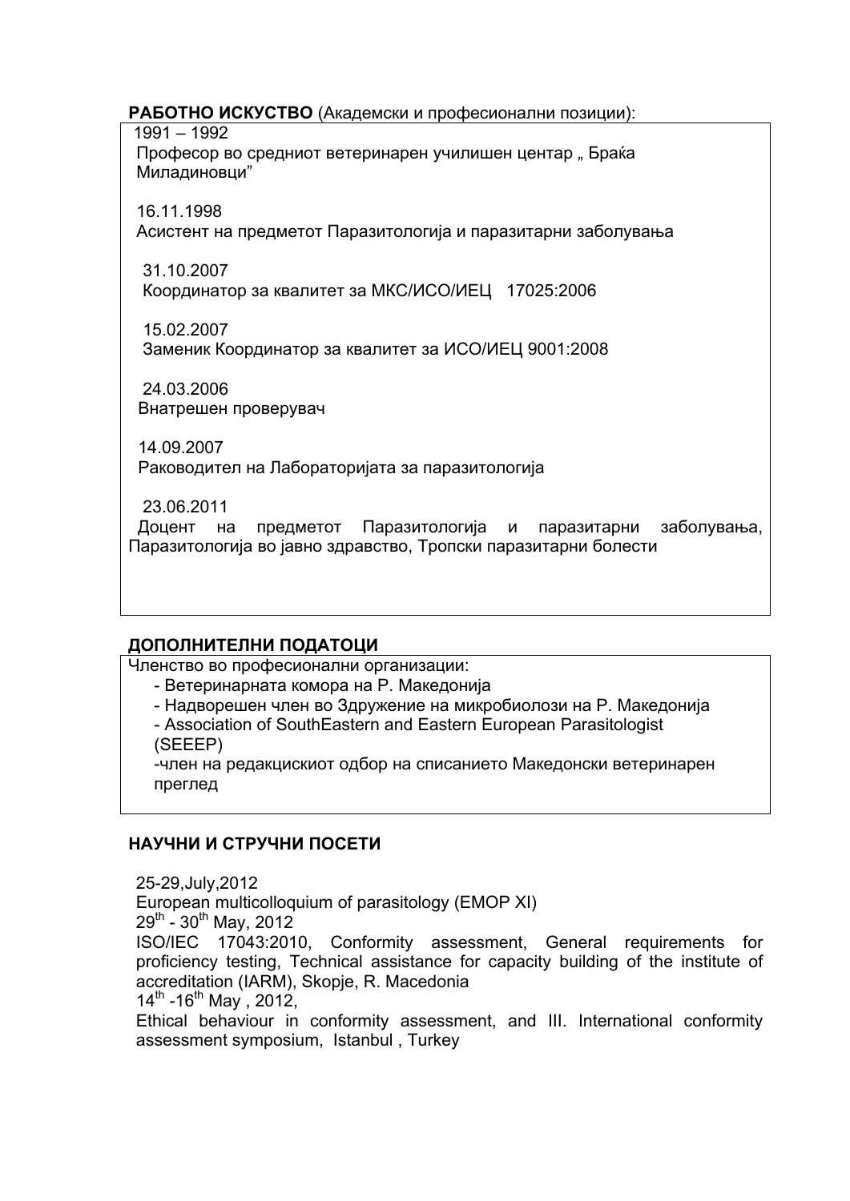**РАБОТНО ИСКУСТВО** (Академски и професионални позиции):

1991 – 1992
Професор во средниот ветеринарен училишен центар „ Браќа Миладиновци"

16.11.1998
Асистент на предметот Паразитологија и паразитарни заболувања

31.10.2007
Координатор за квалитет за МКС/ИСО/ИЕЦ 17025:2006

15.02.2007
Заменик Координатор за квалитет за ИСО/ИЕЦ 9001:2008

24.03.2006
Внатрешен проверувач

14.09.2007
Раководител на Лабораторијата за паразитологија

23.06.2011
Доцент на предметот Паразитологија и паразитарни заболувања, Паразитологија во јавно здравство, Тропски паразитарни болести

**ДОПОЛНИТЕЛНИ ПОДАТОЦИ**

Членство во професионални организации:

- Ветеринарната комора на Р. Македонија
- Надворешен член во Здружение на микробиолози на Р. Македонија
- Association of SouthEastern and Eastern European Parasitologist (SEEEP)
- член на редакцискиот одбор на списанието Македонски ветеринарен преглед

**НАУЧНИ И СТРУЧНИ ПОСЕТИ**

25-29,July,2012
European multicolloquium of parasitology (EMOP XI)
29th - 30th May, 2012
ISO/IEC 17043:2010, Conformity assessment, General requirements for proficiency testing, Technical assistance for capacity building of the institute of accreditation (IARM), Skopje, R. Macedonia
14th -16th May , 2012,
Ethical behaviour in conformity assessment, and III. International conformity assessment symposium, Istanbul , Turkey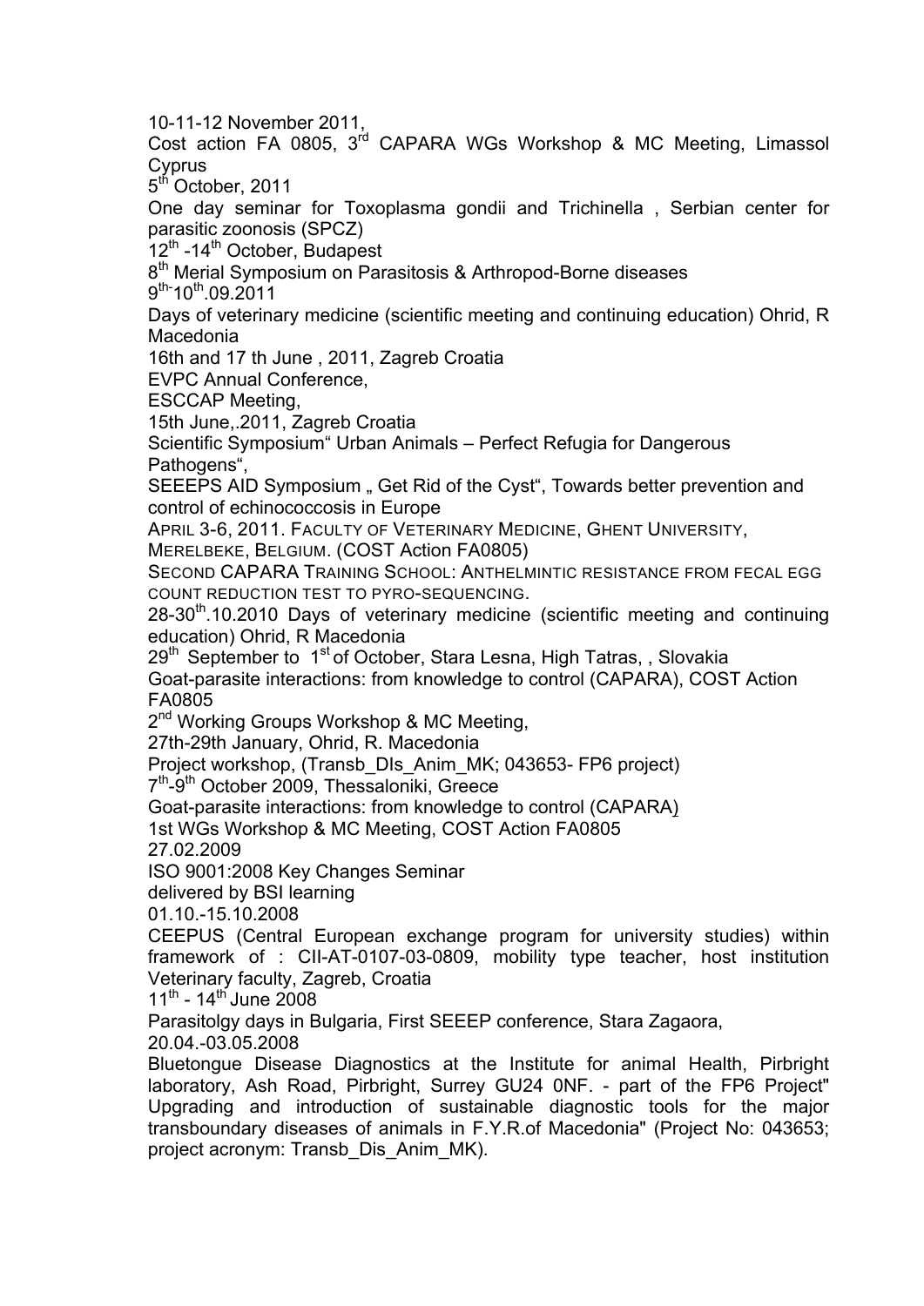10-11-12 November 2011,

Cost action FA 0805, 3rd CAPARA WGs Workshop & MC Meeting, Limassol Cyprus

5th October, 2011

One day seminar for Toxoplasma gondii and Trichinella , Serbian center for parasitic zoonosis (SPCZ)

12th -14th October, Budapest

8th Merial Symposium on Parasitosis & Arthropod-Borne diseases

9th-10th.09.2011

Days of veterinary medicine (scientific meeting and continuing education) Ohrid, R Macedonia

16th and 17 th June , 2011, Zagreb Croatia

EVPC Annual Conference,

ESCCAP Meeting,

15th June,.2011, Zagreb Croatia

Scientific Symposium" Urban Animals – Perfect Refugia for Dangerous Pathogens",

SEEEPS AID Symposium „ Get Rid of the Cyst", Towards better prevention and control of echinococcosis in Europe

APRIL 3-6, 2011. FACULTY OF VETERINARY MEDICINE, GHENT UNIVERSITY, MERELBEKE, BELGIUM. (COST Action FA0805)

SECOND CAPARA TRAINING SCHOOL: ANTHELMINTIC RESISTANCE FROM FECAL EGG COUNT REDUCTION TEST TO PYRO-SEQUENCING.

28-30th.10.2010 Days of veterinary medicine (scientific meeting and continuing education) Ohrid, R Macedonia

29th September to 1st of October, Stara Lesna, High Tatras, , Slovakia

Goat-parasite interactions: from knowledge to control (CAPARA), COST Action FA0805

2nd Working Groups Workshop & MC Meeting,

27th-29th January, Ohrid, R. Macedonia

Project workshop, (Transb_DIs_Anim_MK; 043653- FP6 project)

7th-9th October 2009, Thessaloniki, Greece

Goat-parasite interactions: from knowledge to control (CAPARA)

1st WGs Workshop & MC Meeting, COST Action FA0805

27.02.2009

ISO 9001:2008 Key Changes Seminar

delivered by BSI learning

01.10.-15.10.2008

CEEPUS (Central European exchange program for university studies) within framework of : CII-AT-0107-03-0809, mobility type teacher, host institution Veterinary faculty, Zagreb, Croatia

11th - 14th June 2008

Parasitolgy days in Bulgaria, First SEEEP conference, Stara Zagaora,

20.04.-03.05.2008

Bluetongue Disease Diagnostics at the Institute for animal Health, Pirbright laboratory, Ash Road, Pirbright, Surrey GU24 0NF. - part of the FP6 Project" Upgrading and introduction of sustainable diagnostic tools for the major transboundary diseases of animals in F.Y.R.of Macedonia" (Project No: 043653; project acronym: Transb_Dis_Anim_MK).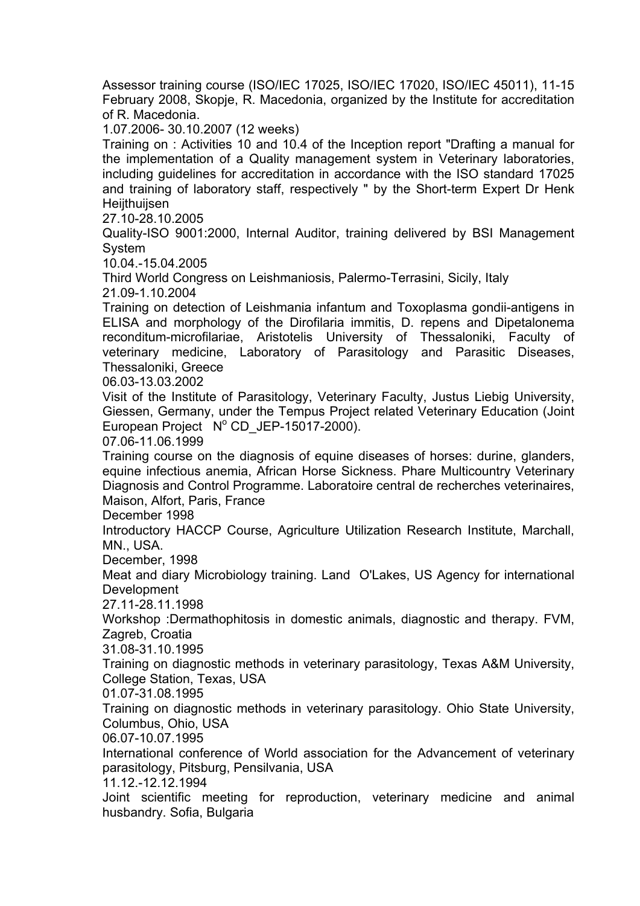Assessor training course (ISO/IEC 17025, ISO/IEC 17020, ISO/IEC 45011), 11-15 February 2008, Skopje, R. Macedonia, organized by the Institute for accreditation of R. Macedonia.

1.07.2006- 30.10.2007 (12 weeks)

Training on : Activities 10 and 10.4 of the Inception report "Drafting a manual for the implementation of a Quality management system in Veterinary laboratories, including guidelines for accreditation in accordance with the ISO standard 17025 and training of laboratory staff, respectively " by the Short-term Expert Dr Henk Heijthuijsen

27.10-28.10.2005

Quality-ISO 9001:2000, Internal Auditor, training delivered by BSI Management System

10.04.-15.04.2005

Third World Congress on Leishmaniosis, Palermo-Terrasini, Sicily, Italy

21.09-1.10.2004

Training on detection of Leishmania infantum and Toxoplasma gondii-antigens in ELISA and morphology of the Dirofilaria immitis, D. repens and Dipetalonema reconditum-microfilariae, Aristotelis University of Thessaloniki, Faculty of veterinary medicine, Laboratory of Parasitology and Parasitic Diseases, Thessaloniki, Greece

06.03-13.03.2002

Visit of the Institute of Parasitology, Veterinary Faculty, Justus Liebig University, Giessen, Germany, under the Tempus Project related Veterinary Education (Joint European Project N° CD_JEP-15017-2000).

07.06-11.06.1999

Training course on the diagnosis of equine diseases of horses: durine, glanders, equine infectious anemia, African Horse Sickness. Phare Multicountry Veterinary Diagnosis and Control Programme. Laboratoire central de recherches veterinaires, Maison, Alfort, Paris, France

December 1998

Introductory HACCP Course, Agriculture Utilization Research Institute, Marchall, MN., USA.

December, 1998

Meat and diary Microbiology training. Land O'Lakes, US Agency for international Development

27.11-28.11.1998

Workshop :Dermathophitosis in domestic animals, diagnostic and therapy. FVM, Zagreb, Croatia

31.08-31.10.1995

Training on diagnostic methods in veterinary parasitology, Texas A&M University, College Station, Texas, USA

01.07-31.08.1995

Training on diagnostic methods in veterinary parasitology. Ohio State University, Columbus, Ohio, USA

06.07-10.07.1995

International conference of World association for the Advancement of veterinary parasitology, Pitsburg, Pensilvania, USA

11.12.-12.12.1994

Joint scientific meeting for reproduction, veterinary medicine and animal husbandry. Sofia, Bulgaria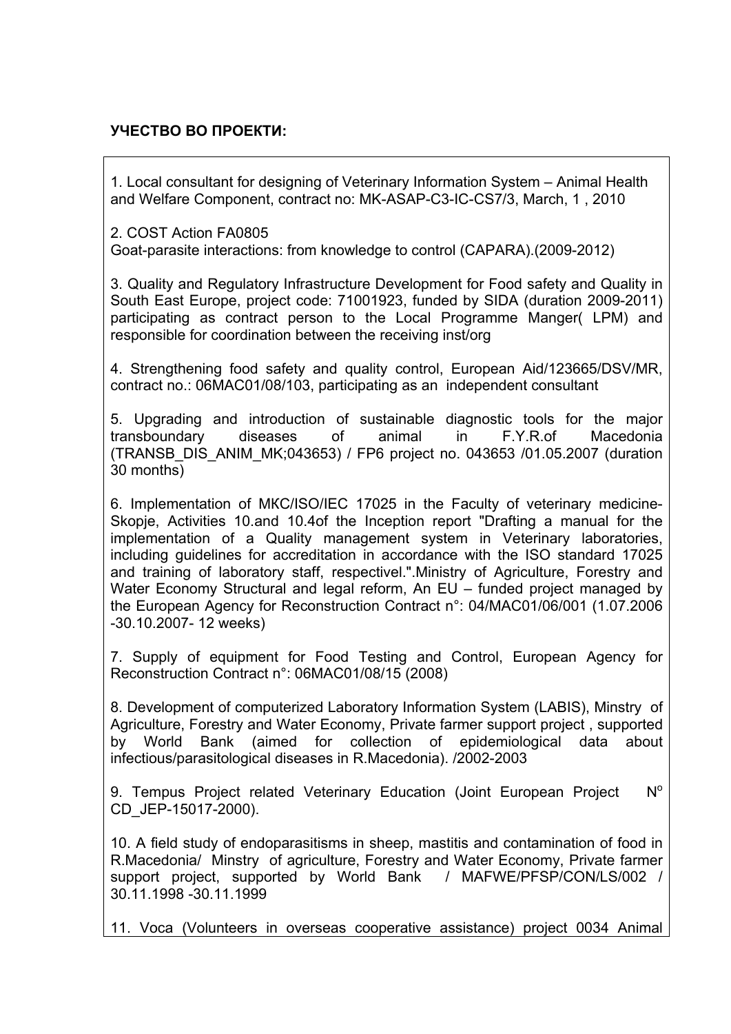**УЧЕСТВО ВО ПРОЕКТИ:**

1. Local consultant for designing of Veterinary Information System – Animal Health and Welfare Component, contract no: MK-ASAP-C3-IC-CS7/3, March, 1 , 2010

2. COST Action FA0805
Goat-parasite interactions: from knowledge to control (CAPARA).(2009-2012)

3. Quality and Regulatory Infrastructure Development for Food safety and Quality in South East Europe, project code: 71001923, funded by SIDA (duration 2009-2011) participating as contract person to the Local Programme Manger( LPM) and responsible for coordination between the receiving inst/org

4. Strengthening food safety and quality control, European Aid/123665/DSV/MR, contract no.: 06MAC01/08/103, participating as an independent consultant

5. Upgrading and introduction of sustainable diagnostic tools for the major transboundary diseases of animal in F.Y.R.of Macedonia (TRANSB_DIS_ANIM_MK;043653) / FP6 project no. 043653 /01.05.2007 (duration 30 months)

6. Implementation of МКС/ISO/IEC 17025 in the Faculty of veterinary medicine-Skopje, Activities 10.and 10.4of the Inception report "Drafting a manual for the implementation of a Quality management system in Veterinary laboratories, including guidelines for accreditation in accordance with the ISO standard 17025 and training of laboratory staff, respectivel.".Ministry of Agriculture, Forestry and Water Economy Structural and legal reform, An EU – funded project managed by the European Agency for Reconstruction Contract n°: 04/MAC01/06/001 (1.07.2006 -30.10.2007- 12 weeks)

7. Supply of equipment for Food Testing and Control, European Agency for Reconstruction Contract n°: 06MAC01/08/15 (2008)

8. Development of computerized Laboratory Information System (LABIS), Minstry of Agriculture, Forestry and Water Economy, Private farmer support project , supported by World Bank (aimed for collection of epidemiological data about infectious/parasitological diseases in R.Macedonia). /2002-2003

9. Tempus Project related Veterinary Education (Joint European Project N° CD_JEP-15017-2000).

10. A field study of endoparasitisms in sheep, mastitis and contamination of food in R.Macedonia/ Minstry of agriculture, Forestry and Water Economy, Private farmer support project, supported by World Bank / MAFWE/PFSP/CON/LS/002 / 30.11.1998 -30.11.1999

11. Voca (Volunteers in overseas cooperative assistance) project 0034 Animal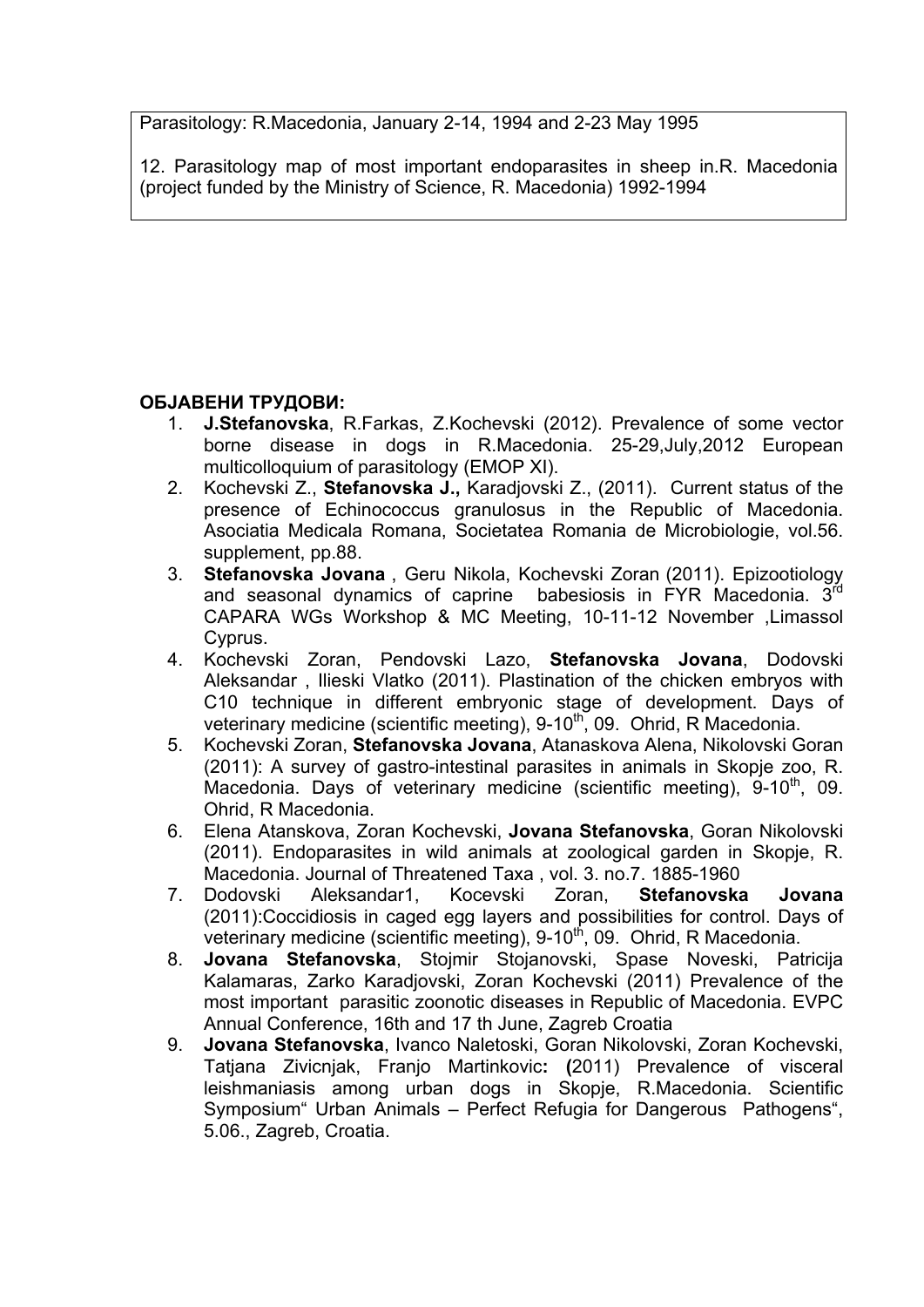Parasitology: R.Macedonia, January 2-14, 1994 and 2-23 May 1995

12. Parasitology map of most important endoparasites in sheep in.R. Macedonia (project funded by the Ministry of Science, R. Macedonia) 1992-1994

**ОБЈАВЕНИ ТРУДОВИ:**

1. **J.Stefanovska**, R.Farkas, Z.Kochevski (2012). Prevalence of some vector borne disease in dogs in R.Macedonia. 25-29,July,2012 European multicolloquium of parasitology (EMOP XI).
2. Kochevski Z., **Stefanovska J.,** Karadjovski Z., (2011). Current status of the presence of Echinococcus granulosus in the Republic of Macedonia. Asociatia Medicala Romana, Societatea Romania de Microbiologie, vol.56. supplement, pp.88.
3. **Stefanovska Jovana** , Geru Nikola, Kochevski Zoran (2011). Epizootiology and seasonal dynamics of caprine babesiosis in FYR Macedonia. 3rd CAPARA WGs Workshop & MC Meeting, 10-11-12 November ,Limassol Cyprus.
4. Kochevski Zoran, Pendovski Lazo, **Stefanovska Jovana**, Dodovski Aleksandar , Ilieski Vlatko (2011). Plastination of the chicken embryos with C10 technique in different embryonic stage of development. Days of veterinary medicine (scientific meeting), 9-10th, 09. Ohrid, R Macedonia.
5. Kochevski Zoran, **Stefanovska Jovana**, Atanaskova Alena, Nikolovski Goran (2011): A survey of gastro-intestinal parasites in animals in Skopje zoo, R. Macedonia. Days of veterinary medicine (scientific meeting), 9-10th, 09. Ohrid, R Macedonia.
6. Elena Atanskova, Zoran Kochevski, **Jovana Stefanovska**, Goran Nikolovski (2011). Endoparasites in wild animals at zoological garden in Skopje, R. Macedonia. Journal of Threatened Taxa , vol. 3. no.7. 1885-1960
7. Dodovski Aleksandar1, Kocevski Zoran, **Stefanovska Jovana** (2011):Coccidiosis in caged egg layers and possibilities for control. Days of veterinary medicine (scientific meeting), 9-10th, 09. Ohrid, R Macedonia.
8. **Jovana Stefanovska**, Stojmir Stojanovski, Spase Noveski, Patricija Kalamaras, Zarko Karadjovski, Zoran Kochevski (2011) Prevalence of the most important parasitic zoonotic diseases in Republic of Macedonia. EVPC Annual Conference, 16th and 17 th June, Zagreb Croatia
9. **Jovana Stefanovska**, Ivanco Naletoski, Goran Nikolovski, Zoran Kochevski, Tatjana Zivicnjak, Franjo Martinkovic**: (**2011) Prevalence of visceral leishmaniasis among urban dogs in Skopje, R.Macedonia. Scientific Symposium“ Urban Animals – Perfect Refugia for Dangerous Pathogens“, 5.06., Zagreb, Croatia.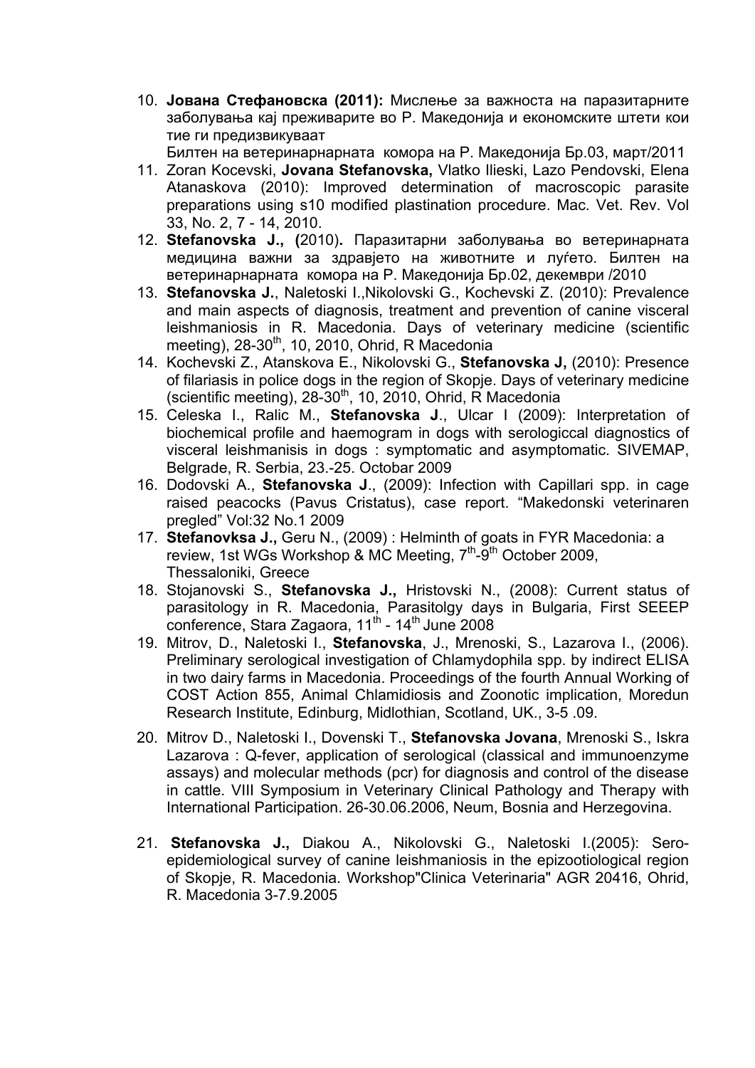10. **Јована Стефановска (2011):** Мислење за важноста на паразитарните заболувања кај преживарите во Р. Македонија и економските штети кои тие ги предизвикуваат
    Билтен на ветеринарнарната комора на Р. Македонија Бр.03, март/2011
11. Zoran Kocevski, **Jovana Stefanovska,** Vlatko Ilieski, Lazo Pendovski, Elena Atanaskova (2010): Improved determination of macroscopic parasite preparations using s10 modified plastination procedure. Mac. Vet. Rev. Vol 33, No. 2, 7 - 14, 2010.
12. **Stefanovska J., (**2010)**.** Паразитарни заболувања во ветеринарната медицина важни за здравјето на животните и луѓето. Билтен на ветеринарнарната комора на Р. Македонија Бр.02, декември /2010
13. **Stefanovska J.**, Naletoski I.,Nikolovski G., Kochevski Z. (2010): Prevalence and main aspects of diagnosis, treatment and prevention of canine visceral leishmaniosis in R. Macedonia. Days of veterinary medicine (scientific meeting), 28-30th, 10, 2010, Ohrid, R Macedonia
14. Kochevski Z., Atanskova E., Nikolovski G., **Stefanovska J,** (2010): Presence of filariasis in police dogs in the region of Skopje. Days of veterinary medicine (scientific meeting), 28-30th, 10, 2010, Ohrid, R Macedonia
15. Celeska I., Ralic M., **Stefanovska J**., Ulcar I (2009): Interpretation of biochemical profile and haemogram in dogs with serologiccal diagnostics of visceral leishmanisis in dogs : symptomatic and asymptomatic. SIVEMAP, Belgrade, R. Serbia, 23.-25. Octobar 2009
16. Dodovski A., **Stefanovska J**., (2009): Infection with Capillari spp. in cage raised peacocks (Pavus Cristatus), case report. "Makedonski veterinaren pregled" Vol:32 No.1 2009
17. **Stefanovksa J.,** Geru N., (2009) : Helminth of goats in FYR Macedonia: a review, 1st WGs Workshop & MC Meeting, 7th-9th October 2009, Thessaloniki, Greece
18. Stojanovski S., **Stefanovska J.,** Hristovski N., (2008): Current status of parasitology in R. Macedonia, Parasitolgy days in Bulgaria, First SEEEP conference, Stara Zagaora, 11th - 14th June 2008
19. Mitrov, D., Naletoski I., **Stefanovska**, J., Mrenoski, S., Lazarova I., (2006). Preliminary serological investigation of Chlamydophila spp. by indirect ELISA in two dairy farms in Macedonia. Proceedings of the fourth Annual Working of COST Action 855, Animal Chlamidiosis and Zoonotic implication, Moredun Research Institute, Edinburg, Midlothian, Scotland, UK., 3-5 .09.
20. Mitrov D., Naletoski I., Dovenski T., **Stefanovska Jovana**, Mrenoski S., Iskra Lazarova : Q-fever, application of serological (classical and immunoenzyme assays) and molecular methods (pcr) for diagnosis and control of the disease in cattle. VIII Symposium in Veterinary Clinical Pathology and Therapy with International Participation. 26-30.06.2006, Neum, Bosnia and Herzegovina.
21. **Stefanovska J.,** Diakou A., Nikolovski G., Naletoski I.(2005): Sero-epidemiological survey of canine leishmaniosis in the epizootiological region of Skopje, R. Macedonia. Workshop"Clinica Veterinaria" AGR 20416, Ohrid, R. Macedonia 3-7.9.2005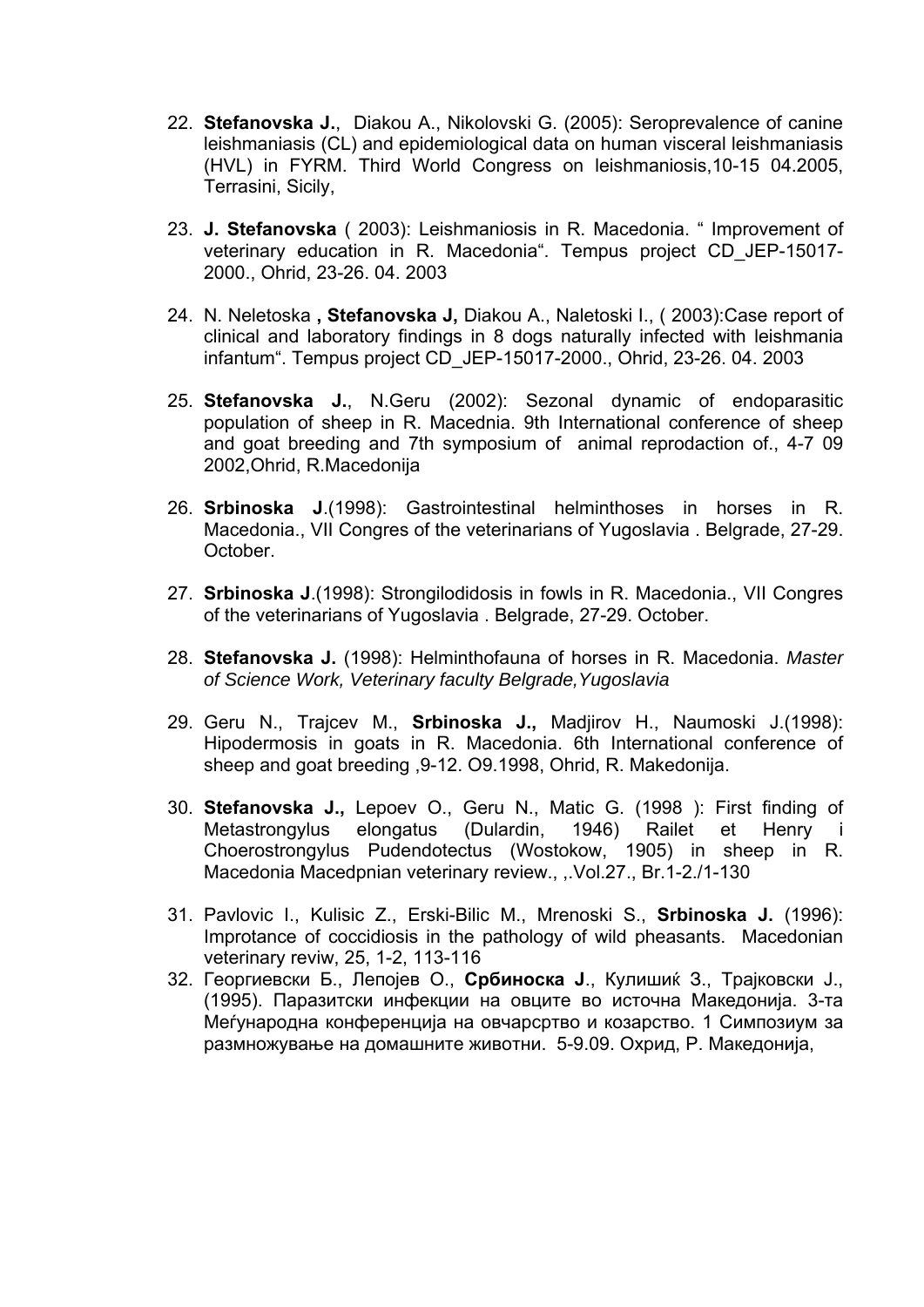22. **Stefanovska J.**, Diakou A., Nikolovski G. (2005): Seroprevalence of canine leishmaniasis (CL) and epidemiological data on human visceral leishmaniasis (HVL) in FYRM. Third World Congress on leishmaniosis,10-15 04.2005, Terrasini, Sicily,

23. **J. Stefanovska** ( 2003): Leishmaniosis in R. Macedonia. “ Improvement of veterinary education in R. Macedonia“. Tempus project CD_JEP-15017-2000., Ohrid, 23-26. 04. 2003

24. N. Neletoska **, Stefanovska J,** Diakou A., Naletoski I., ( 2003):Case report of clinical and laboratory findings in 8 dogs naturally infected with leishmania infantum“. Tempus project CD_JEP-15017-2000., Ohrid, 23-26. 04. 2003

25. **Stefanovska J.**, N.Geru (2002): Sezonal dynamic of endoparasitic population of sheep in R. Macednia. 9th International conference of sheep and goat breeding and 7th symposium of animal reprodaction of., 4-7 09 2002,Ohrid, R.Macedonija

26. **Srbinoska J**.(1998): Gastrointestinal helminthoses in horses in R. Macedonia., VII Congres of the veterinarians of Yugoslavia . Belgrade, 27-29. October.

27. **Srbinoska J**.(1998): Strongilodidosis in fowls in R. Macedonia., VII Congres of the veterinarians of Yugoslavia . Belgrade, 27-29. October.

28. **Stefanovska J.** (1998): Helminthofauna of horses in R. Macedonia. *Master of Science Work, Veterinary faculty Belgrade,Yugoslavia*

29. Geru N., Trajcev M., **Srbinoska J.,** Madjirov H., Naumoski J.(1998): Hipodermosis in goats in R. Macedonia. 6th International conference of sheep and goat breeding ,9-12. O9.1998, Ohrid, R. Makedonija.

30. **Stefanovska J.,** Lepoev O., Geru N., Matic G. (1998 ): First finding of Metastrongylus elongatus (Dulardin, 1946) Railet et Henry i Choerostrongylus Pudendotectus (Wostokow, 1905) in sheep in R. Macedonia Macedpnian veterinary review., ,.Vol.27., Br.1-2./1-130

31. Pavlovic I., Kulisic Z., Erski-Bilic M., Mrenoski S., **Srbinoska J.** (1996): Improtance of coccidiosis in the pathology of wild pheasants. Macedonian veterinary reviw, 25, 1-2, 113-116

32. Георгиевски Б., Лепојев О., **Србиноска Ј**., Кулишиќ З., Трајковски Ј., (1995). Паразитски инфекции на овците во источна Македонија. 3-та Меѓународна конференција на овчарсртво и козарство. 1 Симпозиум за размножување на домашните животни. 5-9.09. Охрид, Р. Македонија,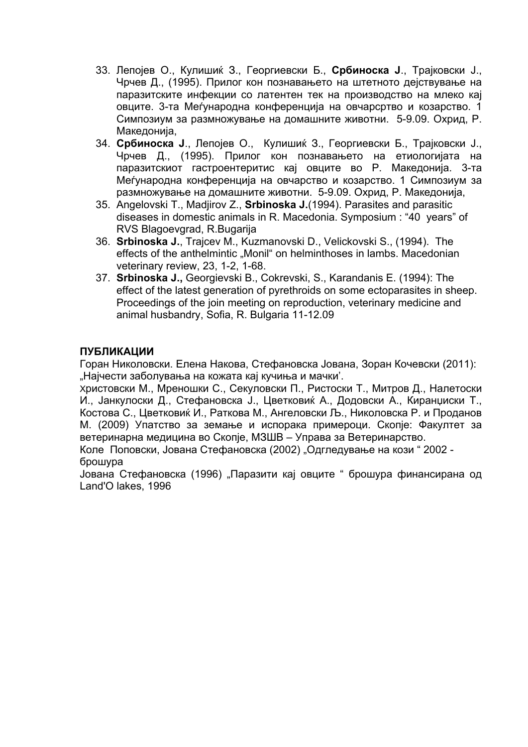33. Лепојев О., Кулишиќ З., Георгиевски Б., **Србиноска Ј**., Трајковски Ј., Чрчев Д., (1995). Прилог кон познавањето на штетното дејствување на паразитските инфекции со латентен тек на производство на млеко кај овците. 3-та Меѓународна конференција на овчарсртво и козарство. 1 Симпозиум за размножување на домашните животни. 5-9.09. Охрид, Р. Македонија,
34. **Србиноска Ј**., Лепојев О., Кулишиќ З., Георгиевски Б., Трајковски Ј., Чрчев Д., (1995). Прилог кон познавањето на етиологијата на паразитскиот гастроентеритис кај овците во Р. Македонија. 3-та Меѓународна конференција на овчарство и козарство. 1 Симпозиум за размножување на домашните животни. 5-9.09. Охрид, Р. Македонија,
35. Angelovski T., Madjirov Z., **Srbinoska J.**(1994). Parasites and parasitic diseases in domestic animals in R. Macedonia. Symposium : "40 years" of RVS Blagoevgrad, R.Bugarija
36. **Srbinoska J.**, Trajcev M., Kuzmanovski D., Velickovski S., (1994). The effects of the anthelmintic „Monil" on helminthoses in lambs. Macedonian veterinary review, 23, 1-2, 1-68.
37. **Srbinoska J.,** Georgievski B., Cokrevski, S., Karandanis E. (1994): The effect of the latest generation of pyrethroids on some ectoparasites in sheep. Proceedings of the join meeting on reproduction, veterinary medicine and animal husbandry, Sofia, R. Bulgaria 11-12.09

**ПУБЛИКАЦИИ**

Горан Николовски. Елена Накова, Стефановска Јована, Зоран Кочевски (2011): „Најчести заболувања на кожата кај кучиња и мачки'.

Христовски М., Мреношки С., Секуловски П., Ристоски Т., Митров Д., Налетоски И., Јанкулоски Д., Стефановска Ј., Цветковиќ А., Додовски А., Киранџиски Т., Костова С., Цветковиќ И., Раткова М., Ангеловски Љ., Николовска Р. и Проданов М. (2009) Упатство за земање и испорака примероци. Скопје: Факултет за ветеринарна медицина во Скопје, МЗШВ – Управа за Ветеринарство.

Коле Поповски, Јована Стефановска (2002) „Одгледување на кози " 2002 - брошура

Јована Стефановска (1996) „Паразити кај овците " брошура финансирана од Land'O lakes, 1996